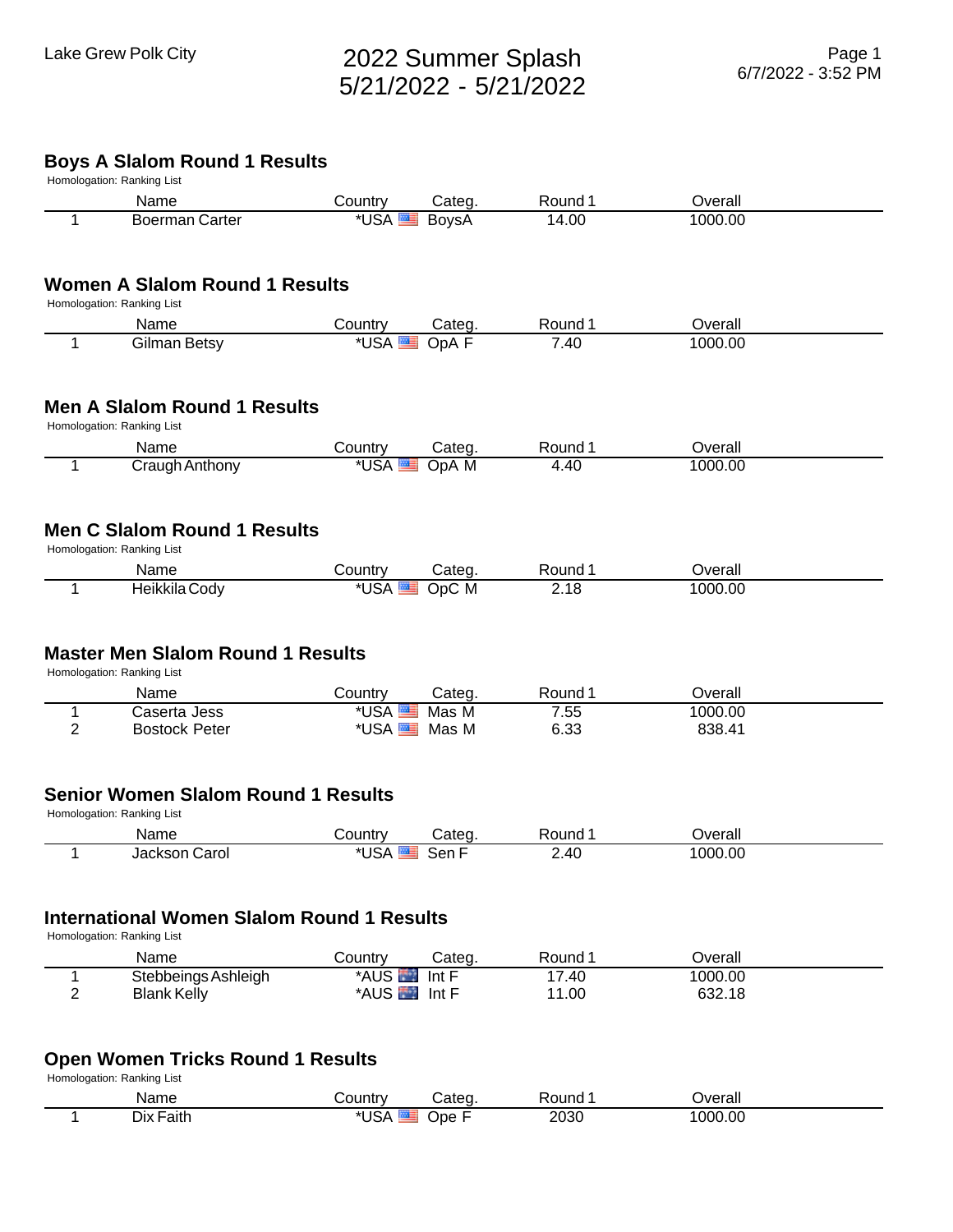# 2022 Summer Splash
# 5/21/2022 - 5/21/2022

Lake Grew Polk City

6/7/2022 - 3:52 PM

## Boys A Slalom Round 1 Results

Homologation: Ranking List

| | Name | Country | Categ. | Round 1 | Overall |
|---|---|---|---|---|---|
| 1 | Boerman Carter | *USA | BoysA | 14.00 | 1000.00 |

## Women A Slalom Round 1 Results

Homologation: Ranking List

| | Name | Country | Categ. | Round 1 | Overall |
|---|---|---|---|---|---|
| 1 | Gilman Betsy | *USA | OpA F | 7.40 | 1000.00 |

## Men A Slalom Round 1 Results

Homologation: Ranking List

| | Name | Country | Categ. | Round 1 | Overall |
|---|---|---|---|---|---|
| 1 | Craugh Anthony | *USA | OpA M | 4.40 | 1000.00 |

## Men C Slalom Round 1 Results

Homologation: Ranking List

| | Name | Country | Categ. | Round 1 | Overall |
|---|---|---|---|---|---|
| 1 | Heikkila Cody | *USA | OpC M | 2.18 | 1000.00 |

## Master Men Slalom Round 1 Results

Homologation: Ranking List

| | Name | Country | Categ. | Round 1 | Overall |
|---|---|---|---|---|---|
| 1 | Caserta Jess | *USA | Mas M | 7.55 | 1000.00 |
| 2 | Bostock Peter | *USA | Mas M | 6.33 | 838.41 |

## Senior Women Slalom Round 1 Results

Homologation: Ranking List

| | Name | Country | Categ. | Round 1 | Overall |
|---|---|---|---|---|---|
| 1 | Jackson Carol | *USA | Sen F | 2.40 | 1000.00 |

## International Women Slalom Round 1 Results

Homologation: Ranking List

| | Name | Country | Categ. | Round 1 | Overall |
|---|---|---|---|---|---|
| 1 | Stebbeings Ashleigh | *AUS | Int F | 17.40 | 1000.00 |
| 2 | Blank Kelly | *AUS | Int F | 11.00 | 632.18 |

## Open Women Tricks Round 1 Results

Homologation: Ranking List

| | Name | Country | Categ. | Round 1 | Overall |
|---|---|---|---|---|---|
| 1 | Dix Faith | *USA | Ope F | 2030 | 1000.00 |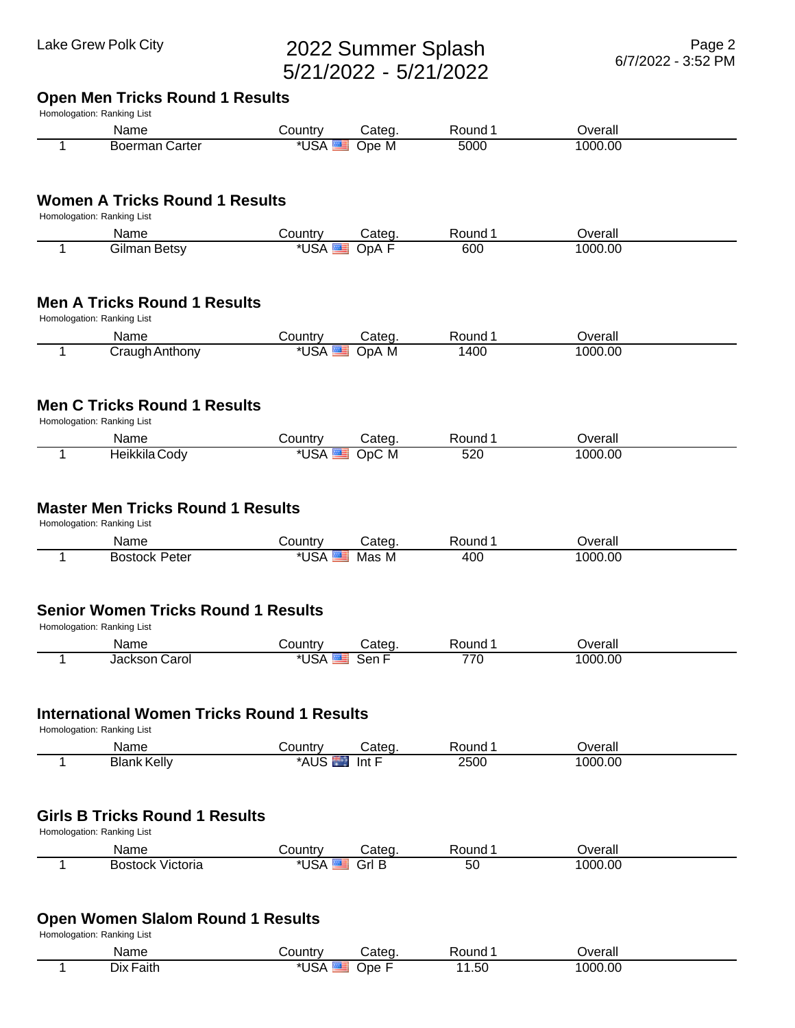## Open Men Tricks Round 1 Results

Homologation: Ranking List

| | Name | Country | Categ. | Round 1 | Overall |
|---|---|---|---|---|---|
| 1 | Boerman Carter | *USA | Ope M | 5000 | 1000.00 |

## Women A Tricks Round 1 Results

Homologation: Ranking List

| | Name | Country | Categ. | Round 1 | Overall |
|---|---|---|---|---|---|
| 1 | Gilman Betsy | *USA | OpA F | 600 | 1000.00 |

## Men A Tricks Round 1 Results

Homologation: Ranking List

| | Name | Country | Categ. | Round 1 | Overall |
|---|---|---|---|---|---|
| 1 | Craugh Anthony | *USA | OpA M | 1400 | 1000.00 |

## Men C Tricks Round 1 Results

Homologation: Ranking List

| | Name | Country | Categ. | Round 1 | Overall |
|---|---|---|---|---|---|
| 1 | Heikkila Cody | *USA | OpC M | 520 | 1000.00 |

## Master Men Tricks Round 1 Results

Homologation: Ranking List

| | Name | Country | Categ. | Round 1 | Overall |
|---|---|---|---|---|---|
| 1 | Bostock Peter | *USA | Mas M | 400 | 1000.00 |

## Senior Women Tricks Round 1 Results

Homologation: Ranking List

| | Name | Country | Categ. | Round 1 | Overall |
|---|---|---|---|---|---|
| 1 | Jackson Carol | *USA | Sen F | 770 | 1000.00 |

## International Women Tricks Round 1 Results

Homologation: Ranking List

| | Name | Country | Categ. | Round 1 | Overall |
|---|---|---|---|---|---|
| 1 | Blank Kelly | *AUS | Int F | 2500 | 1000.00 |

## Girls B Tricks Round 1 Results

Homologation: Ranking List

| | Name | Country | Categ. | Round 1 | Overall |
|---|---|---|---|---|---|
| 1 | Bostock Victoria | *USA | Grl B | 50 | 1000.00 |

## Open Women Slalom Round 1 Results

Homologation: Ranking List

| | Name | Country | Categ. | Round 1 | Overall |
|---|---|---|---|---|---|
| 1 | Dix Faith | *USA | Ope F | 11.50 | 1000.00 |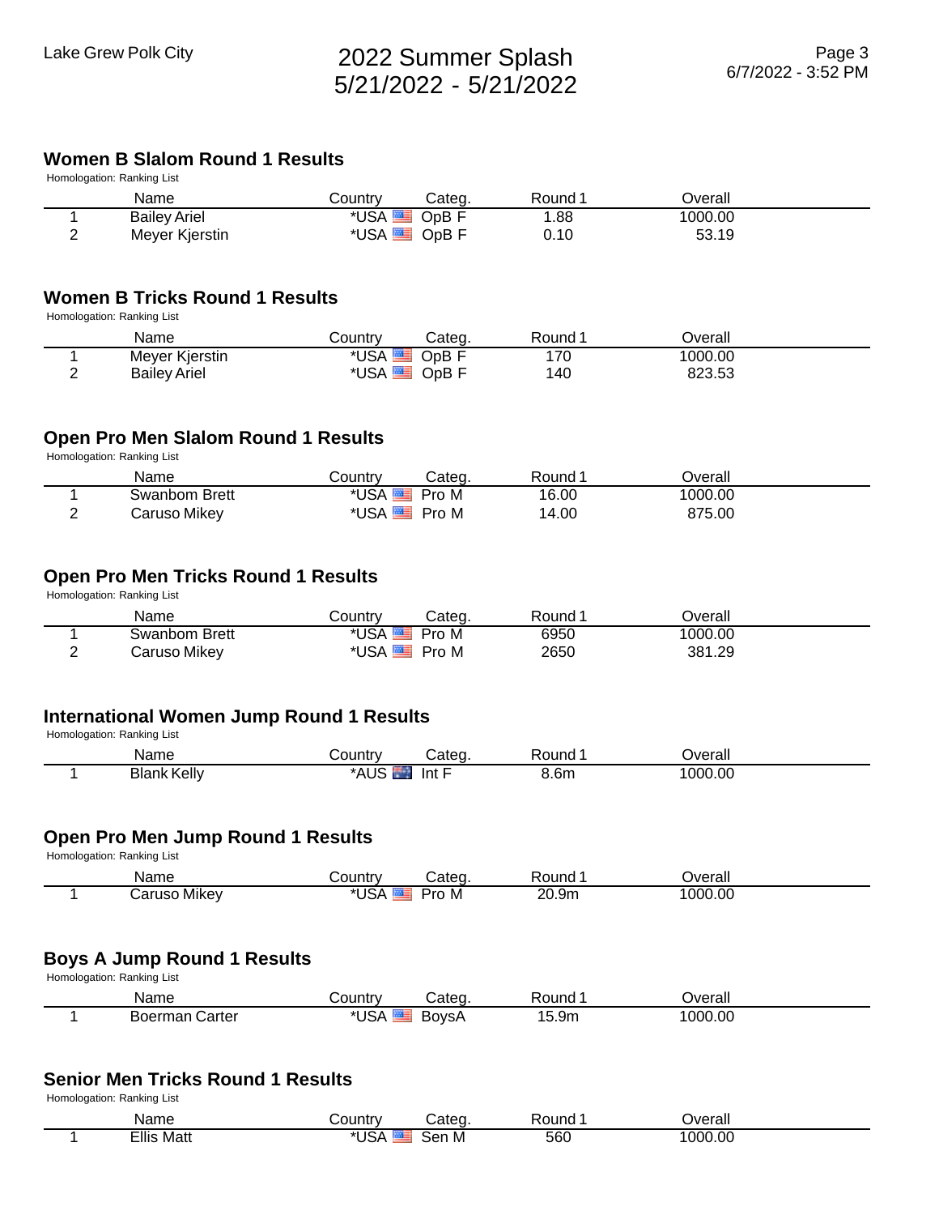## Women B Slalom Round 1 Results

Homologation: Ranking List

| | Name | Country | Categ. | Round 1 | Overall |
|---|---|---|---|---|---|
| 1 | Bailey Ariel | *USA | OpB F | 1.88 | 1000.00 |
| 2 | Meyer Kjerstin | *USA | OpB F | 0.10 | 53.19 |

## Women B Tricks Round 1 Results

Homologation: Ranking List

| | Name | Country | Categ. | Round 1 | Overall |
|---|---|---|---|---|---|
| 1 | Meyer Kjerstin | *USA | OpB F | 170 | 1000.00 |
| 2 | Bailey Ariel | *USA | OpB F | 140 | 823.53 |

## Open Pro Men Slalom Round 1 Results

Homologation: Ranking List

| | Name | Country | Categ. | Round 1 | Overall |
|---|---|---|---|---|---|
| 1 | Swanbom Brett | *USA | Pro M | 16.00 | 1000.00 |
| 2 | Caruso Mikey | *USA | Pro M | 14.00 | 875.00 |

## Open Pro Men Tricks Round 1 Results

Homologation: Ranking List

| | Name | Country | Categ. | Round 1 | Overall |
|---|---|---|---|---|---|
| 1 | Swanbom Brett | *USA | Pro M | 6950 | 1000.00 |
| 2 | Caruso Mikey | *USA | Pro M | 2650 | 381.29 |

## International Women Jump Round 1 Results

Homologation: Ranking List

| | Name | Country | Categ. | Round 1 | Overall |
|---|---|---|---|---|---|
| 1 | Blank Kelly | *AUS | Int F | 8.6m | 1000.00 |

## Open Pro Men Jump Round 1 Results

Homologation: Ranking List

| | Name | Country | Categ. | Round 1 | Overall |
|---|---|---|---|---|---|
| 1 | Caruso Mikey | *USA | Pro M | 20.9m | 1000.00 |

## Boys A Jump Round 1 Results

Homologation: Ranking List

| | Name | Country | Categ. | Round 1 | Overall |
|---|---|---|---|---|---|
| 1 | Boerman Carter | *USA | BoysA | 15.9m | 1000.00 |

## Senior Men Tricks Round 1 Results

Homologation: Ranking List

| | Name | Country | Categ. | Round 1 | Overall |
|---|---|---|---|---|---|
| 1 | Ellis Matt | *USA | Sen M | 560 | 1000.00 |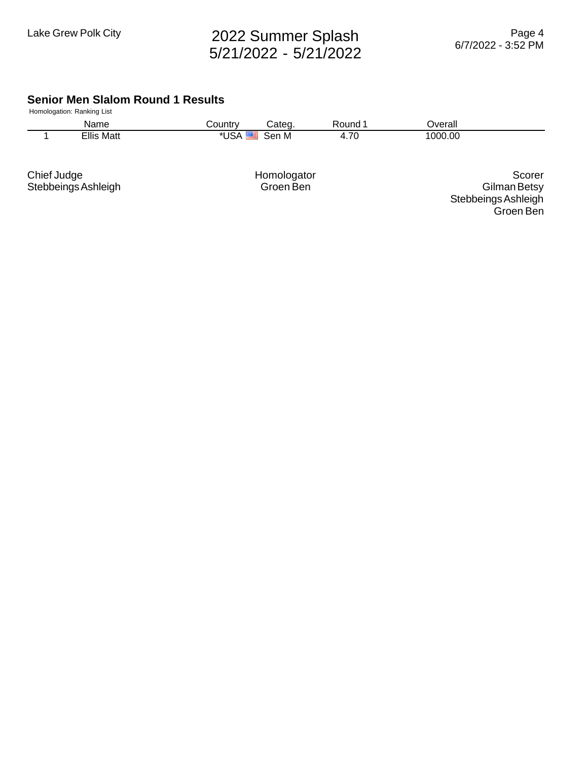## Senior Men Slalom Round 1 Results

Homologation: Ranking List

| | Name | Country | Categ. | Round 1 | Overall |
|---|---|---|---|---|---|
| 1 | Ellis Matt | *USA | Sen M | 4.70 | 1000.00 |

Chief Judge
Stebbeings Ashleigh

Homologator
Groen Ben

Scorer
Gilman Betsy
Stebbeings Ashleigh
Groen Ben